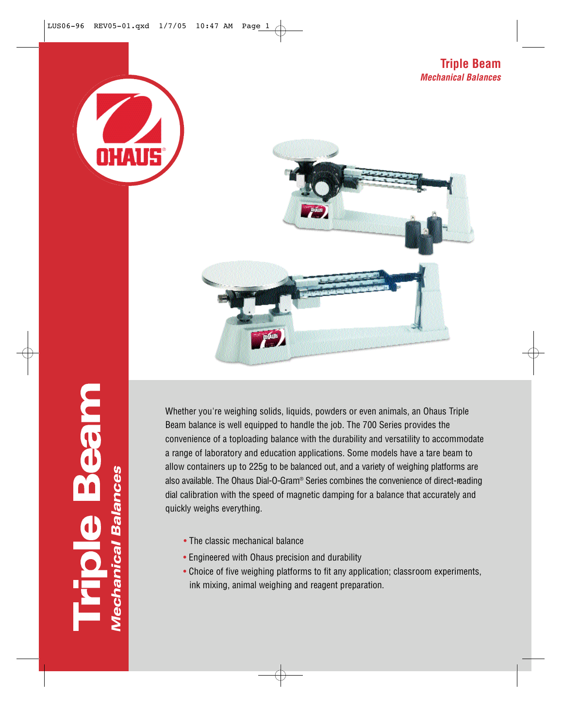# Triple Beam

*Mechanical Balances*

Whether you're weighing solids, liquids, powders or even animals, an Ohaus Triple Beam balance is well equipped to handle the job. The 700 Series provides the convenience of a toploading balance with the durability and versatility to accommodate a range of laboratory and education applications. Some models have a tare beam to allow containers up to 225g to be balanced out, and a variety of weighing platforms are also available. The Ohaus Dial-O-Gram® Series combines the convenience of direct-reading dial calibration with the speed of magnetic damping for a balance that accurately and quickly weighs everything.

- The classic mechanical balance
- Engineered with Ohaus precision and durability
- Choice of five weighing platforms to fit any application; classroom experiments, ink mixing, animal weighing and reagent preparation.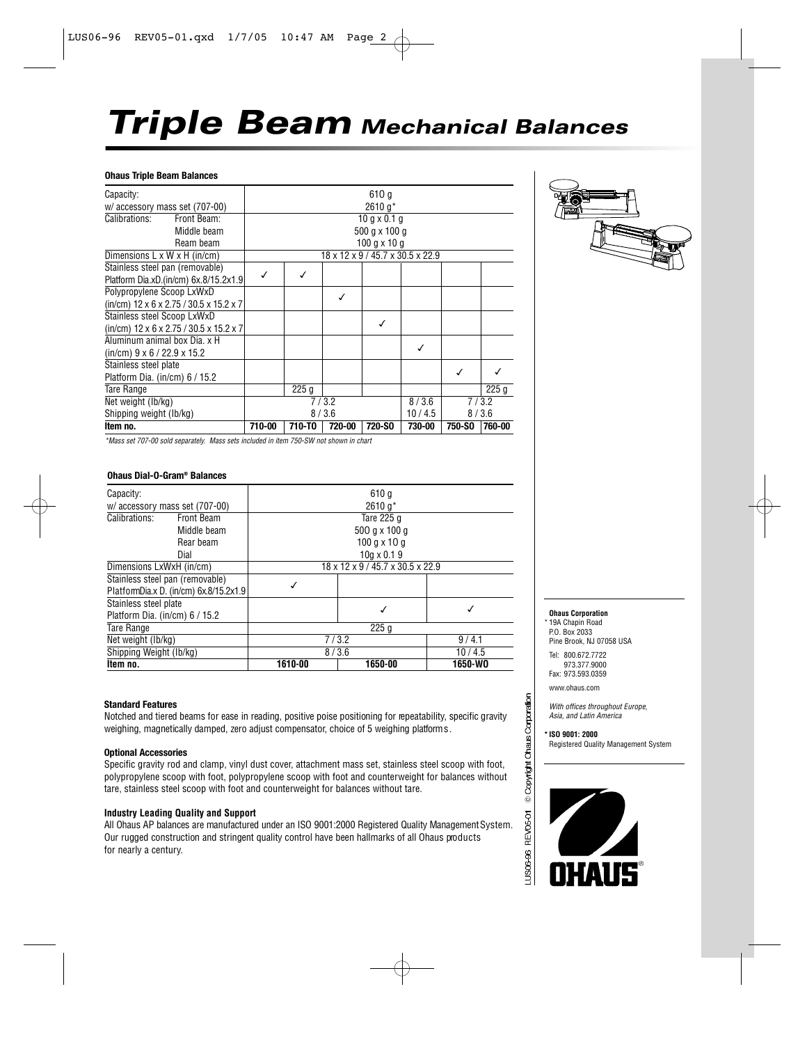# Triple Beam Mechanical Balances

**Ohaus Triple Beam Balances**

| | | | | | | | |
|---|---|---|---|---|---|---|---|
| Capacity: | 610 g | | | | | | |
| w/ accessory mass set (707-00) | 2610 g* | | | | | | |
| Calibrations: Front Beam: | 10 g x 0.1 g | | | | | | |
| Middle beam | 500 g x 100 g | | | | | | |
| Ream beam | 100 g x 10 g | | | | | | |
| Dimensions L x W x H (in/cm) | 18 x 12 x 9 / 45.7 x 30.5 x 22.9 | | | | | | |
| Stainless steel pan (removable) Platform Dia.xD.(in/cm) 6x.8/15.2x1.9 | ✓ | ✓ | | | | | |
| Polypropylene Scoop LxWxD (in/cm) 12 x 6 x 2.75 / 30.5 x 15.2 x 7 | | | ✓ | | | | |
| Stainless steel Scoop LxWxD (in/cm) 12 x 6 x 2.75 / 30.5 x 15.2 x 7 | | | | ✓ | | | |
| Aluminum animal box Dia. x H (in/cm) 9 x 6 / 22.9 x 15.2 | | | | | ✓ | | |
| Stainless steel plate Platform Dia. (in/cm) 6 / 15.2 | | | | | | ✓ | ✓ |
| Tare Range | | 225 g | | | | | 225 g |
| Net weight (lb/kg) | 7 / 3.2 | | | | 8 / 3.6 | 7 / 3.2 | |
| Shipping weight (lb/kg) | 8 / 3.6 | | | | 10 / 4.5 | 8 / 3.6 | |
| **Item no.** | **710-00** | **710-TO** | **720-00** | **720-SO** | **730-00** | **750-SO** | **760-00** |

*Mass set 707-00 sold separately. Mass sets included in item 750-SW not shown in chart*

**Ohaus Dial-O-Gram® Balances**

| | | | |
|---|---|---|---|
| Capacity: | 610 g | | |
| w/ accessory mass set (707-00) | 2610 g* | | |
| Calibrations: Front Beam | Tare 225 g | | |
| Middle beam | 500 g x 100 g | | |
| Rear beam | 100 g x 10 g | | |
| Dial | 10g x 0.1 9 | | |
| Dimensions LxWxH (in/cm) | 18 x 12 x 9 / 45.7 x 30.5 x 22.9 | | |
| Stainless steel pan (removable) PlatformDia.x D. (in/cm) 6x.8/15.2x1.9 | ✓ | | |
| Stainless steel plate Platform Dia. (in/cm) 6 / 15.2 | | ✓ | ✓ |
| Tare Range | 225 g | | |
| Net weight (lb/kg) | 7 / 3.2 | | 9 / 4.1 |
| Shipping Weight (lb/kg) | 8 / 3.6 | | 10 / 4.5 |
| **Item no.** | **1610-00** | **1650-00** | **1650-WO** |

**Standard Features**

Notched and tiered beams for ease in reading, positive poise positioning for repeatability, specific gravity weighing, magnetically damped, zero adjust compensator, choice of 5 weighing platforms.

**Optional Accessories**

Specific gravity rod and clamp, vinyl dust cover, attachment mass set, stainless steel scoop with foot, polypropylene scoop with foot, polypropylene scoop with foot and counterweight for balances without tare, stainless steel scoop with foot and counterweight for balances without tare.

**Industry Leading Quality and Support**

All Ohaus AP balances are manufactured under an ISO 9001:2000 Registered Quality Management System. Our rugged construction and stringent quality control have been hallmarks of all Ohaus products for nearly a century.

**Ohaus Corporation**
* 19A Chapin Road
P.O. Box 2033
Pine Brook, NJ 07058 USA

Tel: 800.672.7722
973.377.9000
Fax: 973.593.0359

www.ohaus.com

*With offices throughout Europe, Asia, and Latin America*

**\* ISO 9001: 2000**
Registered Quality Management System

LUS06-96 REV05-01 © Copyright Ohaus Corporation

OHAUS®